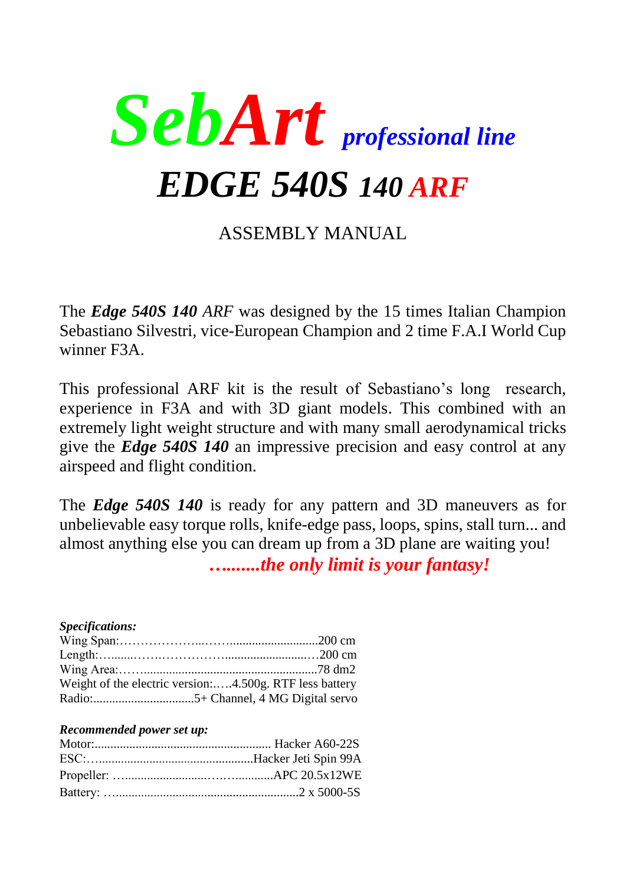# ***SebArt*** *professional line*

# ***EDGE 540S 140 ARF***

## ASSEMBLY MANUAL

The ***Edge 540S 140*** *ARF* was designed by the 15 times Italian Champion Sebastiano Silvestri, vice-European Champion and 2 time F.A.I World Cup winner F3A.

This professional ARF kit is the result of Sebastiano's long research, experience in F3A and with 3D giant models. This combined with an extremely light weight structure and with many small aerodynamical tricks give the ***Edge 540S 140*** an impressive precision and easy control at any airspeed and flight condition.

The ***Edge 540S 140*** is ready for any pattern and 3D maneuvers as for unbelievable easy torque rolls, knife-edge pass, loops, spins, stall turn... and almost anything else you can dream up from a 3D plane are waiting you!

***….......the only limit is your fantasy!***

***Specifications:***

Wing Span:……………….....……..........................200 cm
Length:…........……..………….........................…200 cm
Wing Area:……........................................................78 dm2
Weight of the electric version:.….4.500g. RTF less battery
Radio:...............................5+ Channel, 4 MG Digital servo

***Recommended power set up:***

Motor:....................................................... Hacker A60-22S
ESC:…...................................................Hacker Jeti Spin 99A
Propeller: ….........................…….............APC 20.5x12WE
Battery: …..........................................................2 x 5000-5S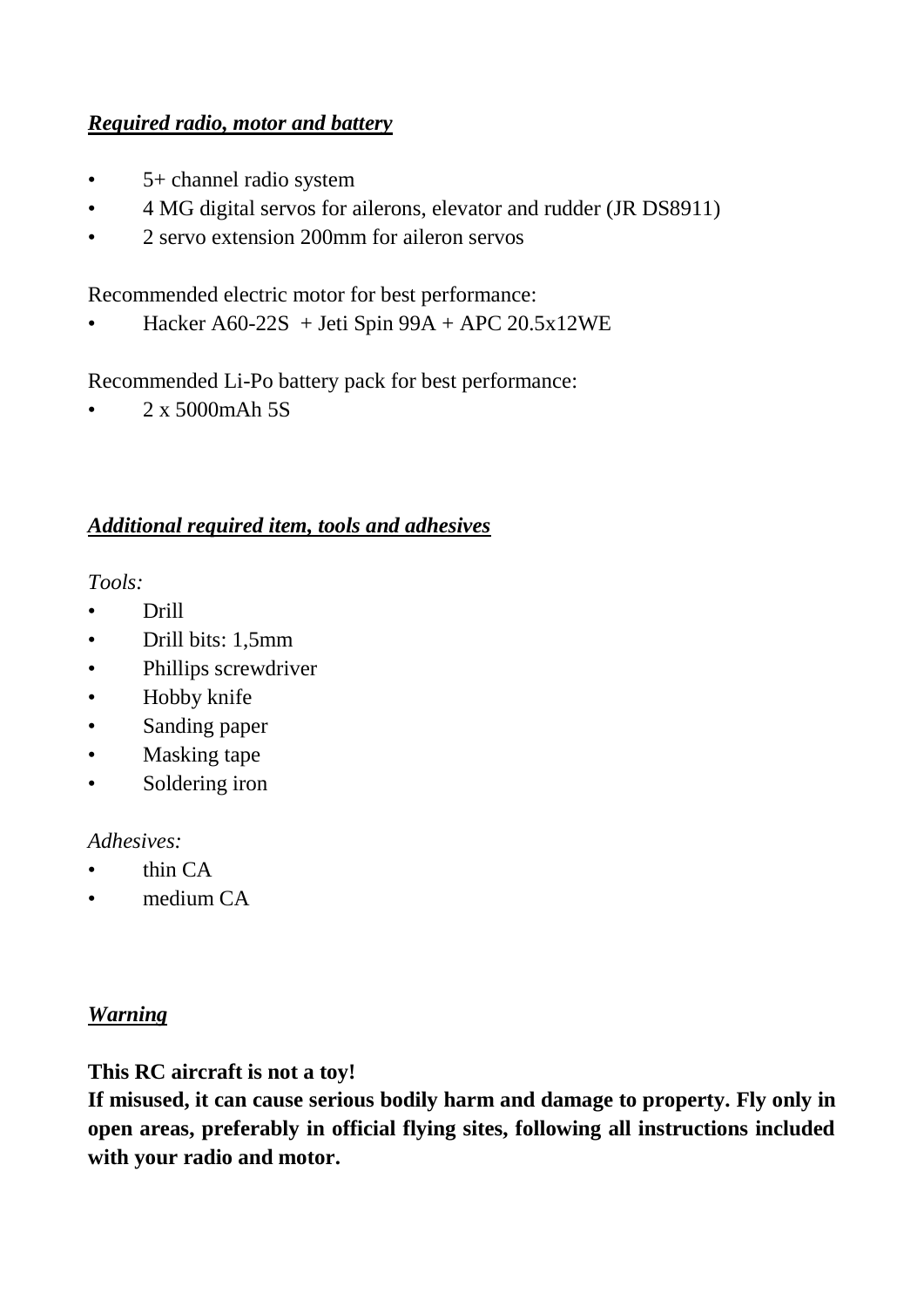***Required radio, motor and battery***

- 5+ channel radio system
- 4 MG digital servos for ailerons, elevator and rudder (JR DS8911)
- 2 servo extension 200mm for aileron servos

Recommended electric motor for best performance:

- Hacker A60-22S + Jeti Spin 99A + APC 20.5x12WE

Recommended Li-Po battery pack for best performance:

- 2 x 5000mAh 5S

***Additional required item, tools and adhesives***

*Tools:*

- Drill
- Drill bits: 1,5mm
- Phillips screwdriver
- Hobby knife
- Sanding paper
- Masking tape
- Soldering iron

*Adhesives:*

- thin CA
- medium CA

***Warning***

**This RC aircraft is not a toy!**
**If misused, it can cause serious bodily harm and damage to property. Fly only in open areas, preferably in official flying sites, following all instructions included with your radio and motor.**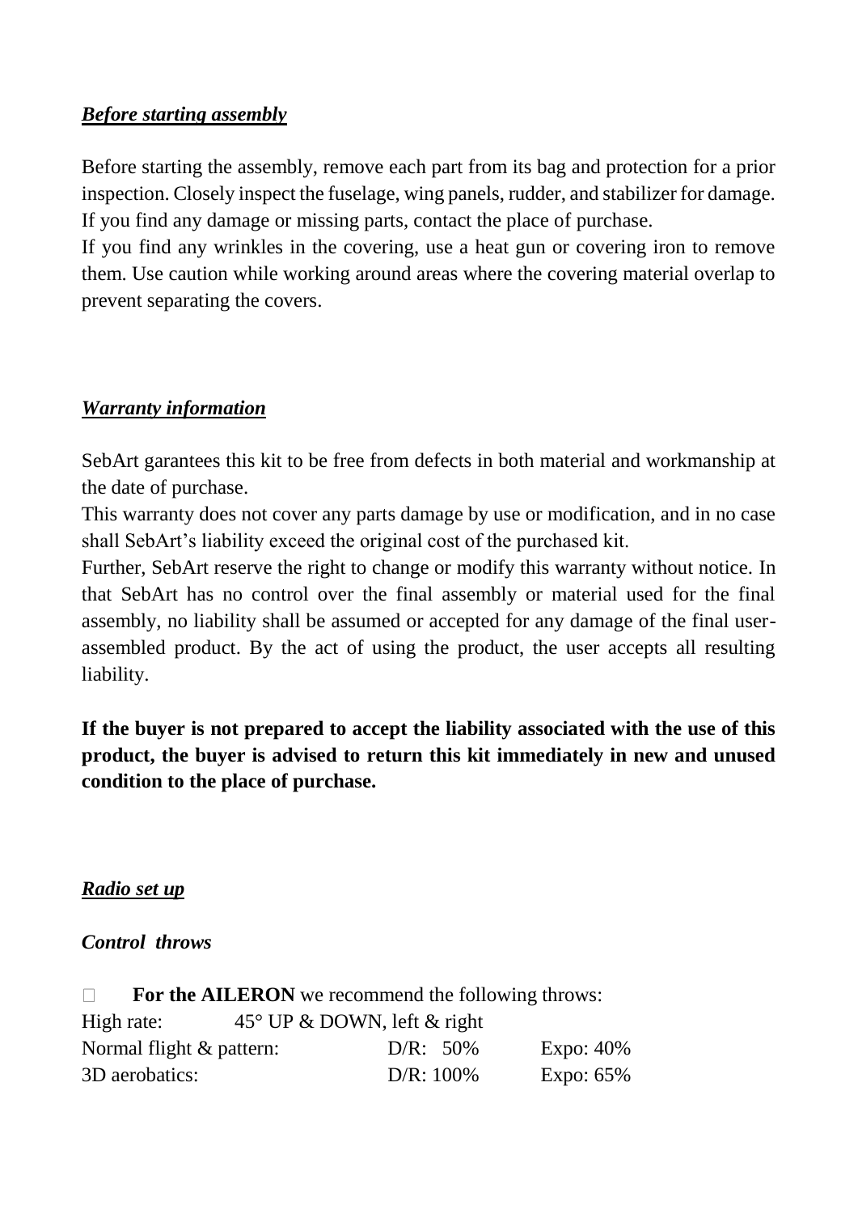***Before starting assembly***

Before starting the assembly, remove each part from its bag and protection for a prior inspection. Closely inspect the fuselage, wing panels, rudder, and stabilizer for damage. If you find any damage or missing parts, contact the place of purchase.

If you find any wrinkles in the covering, use a heat gun or covering iron to remove them. Use caution while working around areas where the covering material overlap to prevent separating the covers.

***Warranty information***

SebArt garantees this kit to be free from defects in both material and workmanship at the date of purchase.

This warranty does not cover any parts damage by use or modification, and in no case shall SebArt's liability exceed the original cost of the purchased kit.

Further, SebArt reserve the right to change or modify this warranty without notice. In that SebArt has no control over the final assembly or material used for the final assembly, no liability shall be assumed or accepted for any damage of the final user-assembled product. By the act of using the product, the user accepts all resulting liability.

**If the buyer is not prepared to accept the liability associated with the use of this product, the buyer is advised to return this kit immediately in new and unused condition to the place of purchase.**

***Radio set up***

***Control throws***

- **For the AILERON** we recommend the following throws:

| | | |
|---|---|---|
| High rate: | 45° UP & DOWN, left & right | |
| Normal flight & pattern: | D/R: 50% | Expo: 40% |
| 3D aerobatics: | D/R: 100% | Expo: 65% |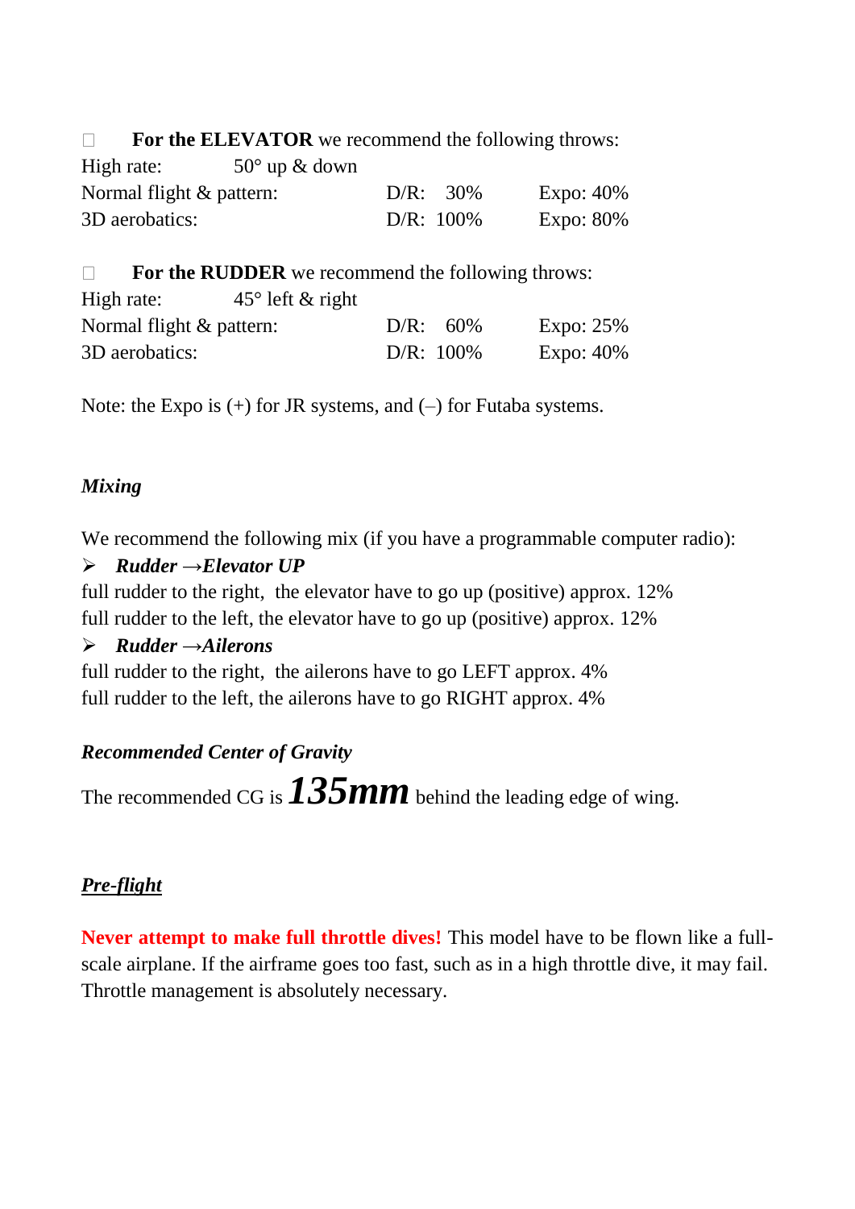- **For the ELEVATOR** we recommend the following throws:

| | | | |
|---|---|---|---|
| High rate: | 50° up & down | | |
| Normal flight & pattern: | | D/R: 30% | Expo: 40% |
| 3D aerobatics: | | D/R: 100% | Expo: 80% |

- **For the RUDDER** we recommend the following throws:

| | | | |
|---|---|---|---|
| High rate: | 45° left & right | | |
| Normal flight & pattern: | | D/R: 60% | Expo: 25% |
| 3D aerobatics: | | D/R: 100% | Expo: 40% |

Note: the Expo is (+) for JR systems, and (–) for Futaba systems.

### *Mixing*

We recommend the following mix (if you have a programmable computer radio):

- ***Rudder →Elevator UP***

full rudder to the right, the elevator have to go up (positive) approx. 12%
full rudder to the left, the elevator have to go up (positive) approx. 12%

- ***Rudder →Ailerons***

full rudder to the right, the ailerons have to go LEFT approx. 4%
full rudder to the left, the ailerons have to go RIGHT approx. 4%

### *Recommended Center of Gravity*

The recommended CG is ***135mm*** behind the leading edge of wing.

### *Pre-flight*

**Never attempt to make full throttle dives!** This model have to be flown like a full-scale airplane. If the airframe goes too fast, such as in a high throttle dive, it may fail. Throttle management is absolutely necessary.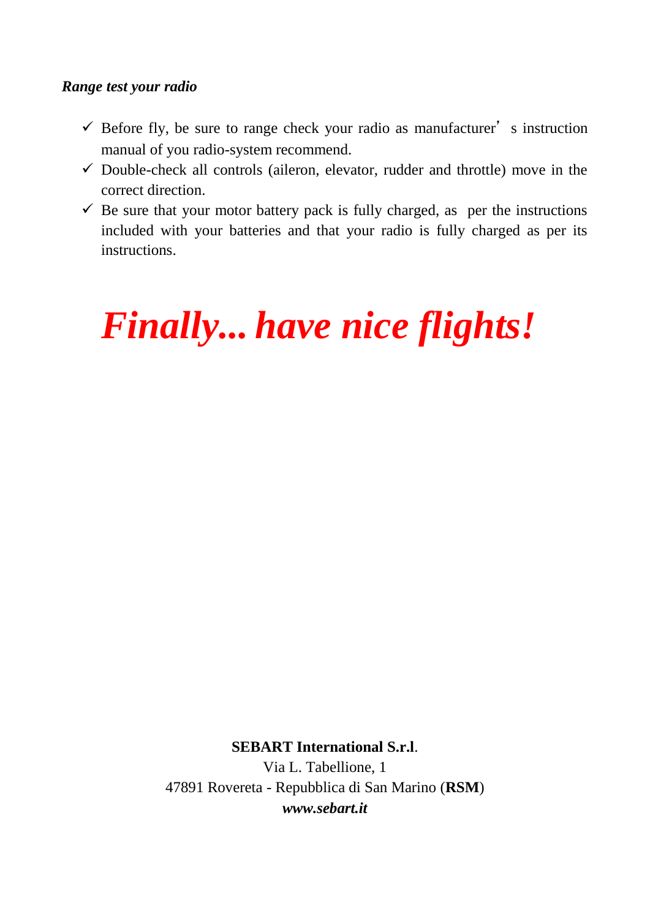***Range test your radio***

- ✓ Before fly, be sure to range check your radio as manufacturer’ s instruction manual of you radio-system recommend.
- ✓ Double-check all controls (aileron, elevator, rudder and throttle) move in the correct direction.
- ✓ Be sure that your motor battery pack is fully charged, as per the instructions included with your batteries and that your radio is fully charged as per its instructions.

# ***Finally... have nice flights!***

**SEBART International S.r.l**.

Via L. Tabellione, 1

47891 Rovereta - Repubblica di San Marino (**RSM**)

***www.sebart.it***